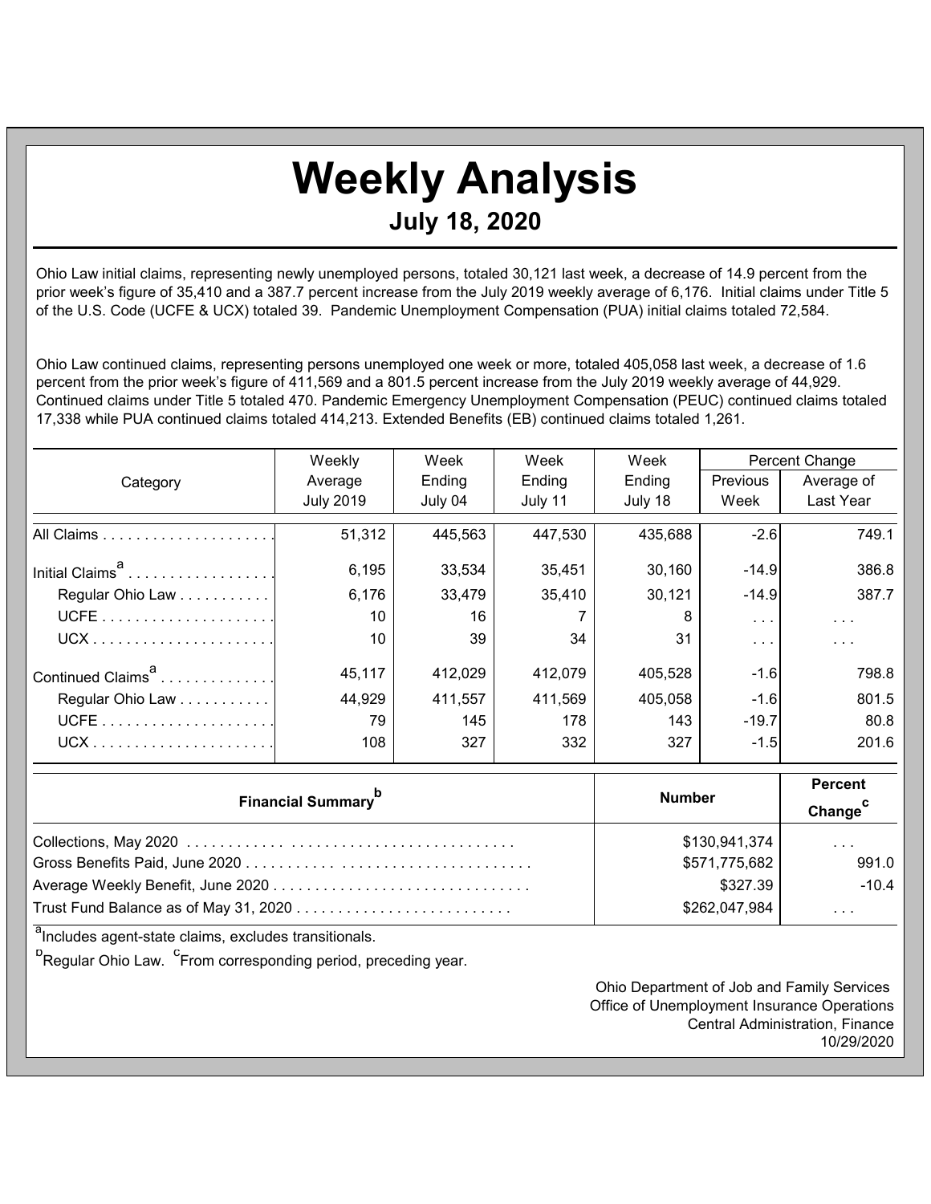# Weekly Analysis

## July 18, 2020

Ohio Law initial claims, representing newly unemployed persons, totaled 30,121 last week, a decrease of 14.9 percent from the prior week's figure of 35,410 and a 387.7 percent increase from the July 2019 weekly average of 6,176. Initial claims under Title 5 of the U.S. Code (UCFE & UCX) totaled 39. Pandemic Unemployment Compensation (PUA) initial claims totaled 72,584.

Ohio Law continued claims, representing persons unemployed one week or more, totaled 405,058 last week, a decrease of 1.6 percent from the prior week's figure of 411,569 and a 801.5 percent increase from the July 2019 weekly average of 44,929. Continued claims under Title 5 totaled 470. Pandemic Emergency Unemployment Compensation (PEUC) continued claims totaled 17,338 while PUA continued claims totaled 414,213. Extended Benefits (EB) continued claims totaled 1,261.

| Category | Weekly Average July 2019 | Week Ending July 04 | Week Ending July 11 | Week Ending July 18 | Percent Change | |
|---|---|---|---|---|---|---|
| | | | | | Previous Week | Average of Last Year |
| All Claims | 51,312 | 445,563 | 447,530 | 435,688 | -2.6 | 749.1 |
| Initial Claims[a] | 6,195 | 33,534 | 35,451 | 30,160 | -14.9 | 386.8 |
| Regular Ohio Law | 6,176 | 33,479 | 35,410 | 30,121 | -14.9 | 387.7 |
| UCFE | 10 | 16 | 7 | 8 | . . . | . . . |
| UCX | 10 | 39 | 34 | 31 | . . . | . . . |
| Continued Claims[a] | 45,117 | 412,029 | 412,079 | 405,528 | -1.6 | 798.8 |
| Regular Ohio Law | 44,929 | 411,557 | 411,569 | 405,058 | -1.6 | 801.5 |
| UCFE | 79 | 145 | 178 | 143 | -19.7 | 80.8 |
| UCX | 108 | 327 | 332 | 327 | -1.5 | 201.6 |

| Financial Summary[b] | Number | Percent Change[c] |
|---|---|---|
| Collections, May 2020 | $130,941,374 | . . . |
| Gross Benefits Paid, June 2020 | $571,775,682 | 991.0 |
| Average Weekly Benefit, June 2020 | $327.39 | -10.4 |
| Trust Fund Balance as of May 31, 2020 | $262,047,984 | . . . |

[a]Includes agent-state claims, excludes transitionals.

[b]Regular Ohio Law. [c]From corresponding period, preceding year.

Ohio Department of Job and Family Services
Office of Unemployment Insurance Operations
Central Administration, Finance
10/29/2020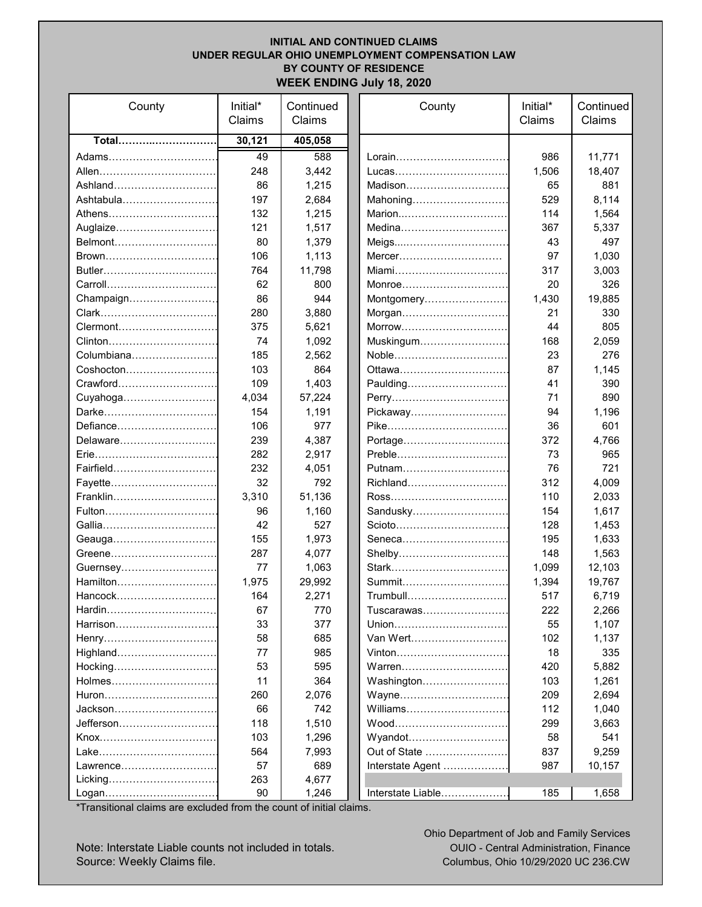**INITIAL AND CONTINUED CLAIMS**
**UNDER REGULAR OHIO UNEMPLOYMENT COMPENSATION LAW**
**BY COUNTY OF RESIDENCE**
**WEEK ENDING July 18, 2020**

| County | Initial* Claims | Continued Claims |
|---|---|---|
| **Total** | **30,121** | **405,058** |
| Adams | 49 | 588 |
| Allen | 248 | 3,442 |
| Ashland | 86 | 1,215 |
| Ashtabula | 197 | 2,684 |
| Athens | 132 | 1,215 |
| Auglaize | 121 | 1,517 |
| Belmont | 80 | 1,379 |
| Brown | 106 | 1,113 |
| Butler | 764 | 11,798 |
| Carroll | 62 | 800 |
| Champaign | 86 | 944 |
| Clark | 280 | 3,880 |
| Clermont | 375 | 5,621 |
| Clinton | 74 | 1,092 |
| Columbiana | 185 | 2,562 |
| Coshocton | 103 | 864 |
| Crawford | 109 | 1,403 |
| Cuyahoga | 4,034 | 57,224 |
| Darke | 154 | 1,191 |
| Defiance | 106 | 977 |
| Delaware | 239 | 4,387 |
| Erie | 282 | 2,917 |
| Fairfield | 232 | 4,051 |
| Fayette | 32 | 792 |
| Franklin | 3,310 | 51,136 |
| Fulton | 96 | 1,160 |
| Gallia | 42 | 527 |
| Geauga | 155 | 1,973 |
| Greene | 287 | 4,077 |
| Guernsey | 77 | 1,063 |
| Hamilton | 1,975 | 29,992 |
| Hancock | 164 | 2,271 |
| Hardin | 67 | 770 |
| Harrison | 33 | 377 |
| Henry | 58 | 685 |
| Highland | 77 | 985 |
| Hocking | 53 | 595 |
| Holmes | 11 | 364 |
| Huron | 260 | 2,076 |
| Jackson | 66 | 742 |
| Jefferson | 118 | 1,510 |
| Knox | 103 | 1,296 |
| Lake | 564 | 7,993 |
| Lawrence | 57 | 689 |
| Licking | 263 | 4,677 |
| Logan | 90 | 1,246 |
| Lorain | 986 | 11,771 |
| Lucas | 1,506 | 18,407 |
| Madison | 65 | 881 |
| Mahoning | 529 | 8,114 |
| Marion | 114 | 1,564 |
| Medina | 367 | 5,337 |
| Meigs | 43 | 497 |
| Mercer | 97 | 1,030 |
| Miami | 317 | 3,003 |
| Monroe | 20 | 326 |
| Montgomery | 1,430 | 19,885 |
| Morgan | 21 | 330 |
| Morrow | 44 | 805 |
| Muskingum | 168 | 2,059 |
| Noble | 23 | 276 |
| Ottawa | 87 | 1,145 |
| Paulding | 41 | 390 |
| Perry | 71 | 890 |
| Pickaway | 94 | 1,196 |
| Pike | 36 | 601 |
| Portage | 372 | 4,766 |
| Preble | 73 | 965 |
| Putnam | 76 | 721 |
| Richland | 312 | 4,009 |
| Ross | 110 | 2,033 |
| Sandusky | 154 | 1,617 |
| Scioto | 128 | 1,453 |
| Seneca | 195 | 1,633 |
| Shelby | 148 | 1,563 |
| Stark | 1,099 | 12,103 |
| Summit | 1,394 | 19,767 |
| Trumbull | 517 | 6,719 |
| Tuscarawas | 222 | 2,266 |
| Union | 55 | 1,107 |
| Van Wert | 102 | 1,137 |
| Vinton | 18 | 335 |
| Warren | 420 | 5,882 |
| Washington | 103 | 1,261 |
| Wayne | 209 | 2,694 |
| Williams | 112 | 1,040 |
| Wood | 299 | 3,663 |
| Wyandot | 58 | 541 |
| Out of State | 837 | 9,259 |
| Interstate Agent | 987 | 10,157 |
| Interstate Liable | 185 | 1,658 |

*Transitional claims are excluded from the count of initial claims.

Note: Interstate Liable counts not included in totals.
Source: Weekly Claims file.

Ohio Department of Job and Family Services
OUIO - Central Administration, Finance
Columbus, Ohio 10/29/2020 UC 236.CW